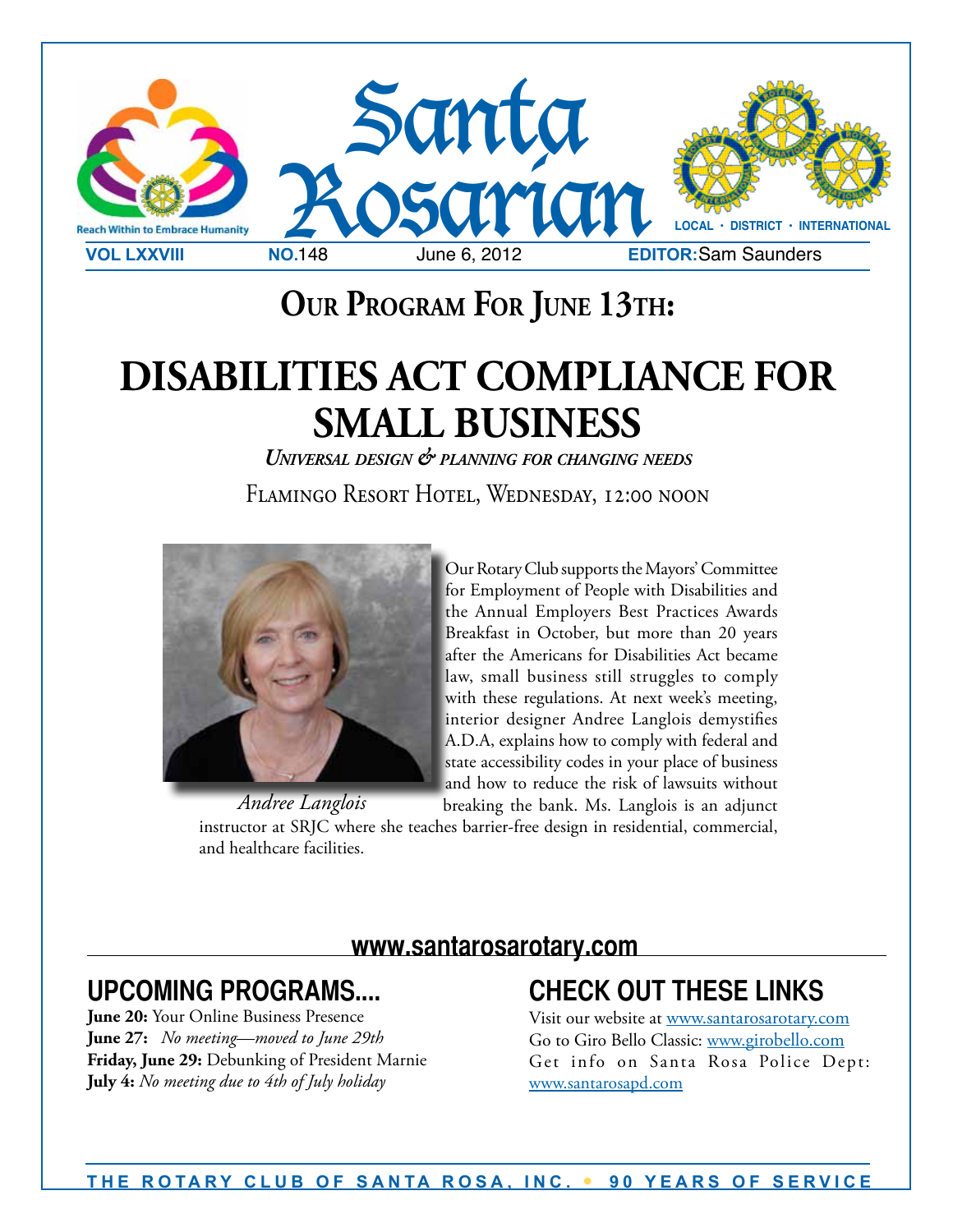# Santa Rosarian

Reach Within to Embrace Humanity

LOCAL • DISTRICT • INTERNATIONAL

**VOL LXXVIII** **NO.**148 June 6, 2012 **EDITOR:** Sam Saunders

## Our Program For June 13th:

# DISABILITIES ACT COMPLIANCE FOR SMALL BUSINESS

*Universal design & planning for changing needs*

Flamingo Resort Hotel, Wednesday, 12:00 noon

*Andree Langlois*

Our Rotary Club supports the Mayors' Committee for Employment of People with Disabilities and the Annual Employers Best Practices Awards Breakfast in October, but more than 20 years after the Americans for Disabilities Act became law, small business still struggles to comply with these regulations. At next week's meeting, interior designer Andree Langlois demystifies A.D.A, explains how to comply with federal and state accessibility codes in your place of business and how to reduce the risk of lawsuits without breaking the bank. Ms. Langlois is an adjunct instructor at SRJC where she teaches barrier-free design in residential, commercial, and healthcare facilities.

**www.santarosarotary.com**

## UPCOMING PROGRAMS....

**June 20:** Your Online Business Presence
**June 27:** *No meeting—moved to June 29th*
**Friday, June 29:** Debunking of President Marnie
**July 4:** *No meeting due to 4th of July holiday*

## CHECK OUT THESE LINKS

Visit our website at www.santarosarotary.com
Go to Giro Bello Classic: www.girobello.com
Get info on Santa Rosa Police Dept: www.santarosapd.com

THE ROTARY CLUB OF SANTA ROSA, INC. • 90 YEARS OF SERVICE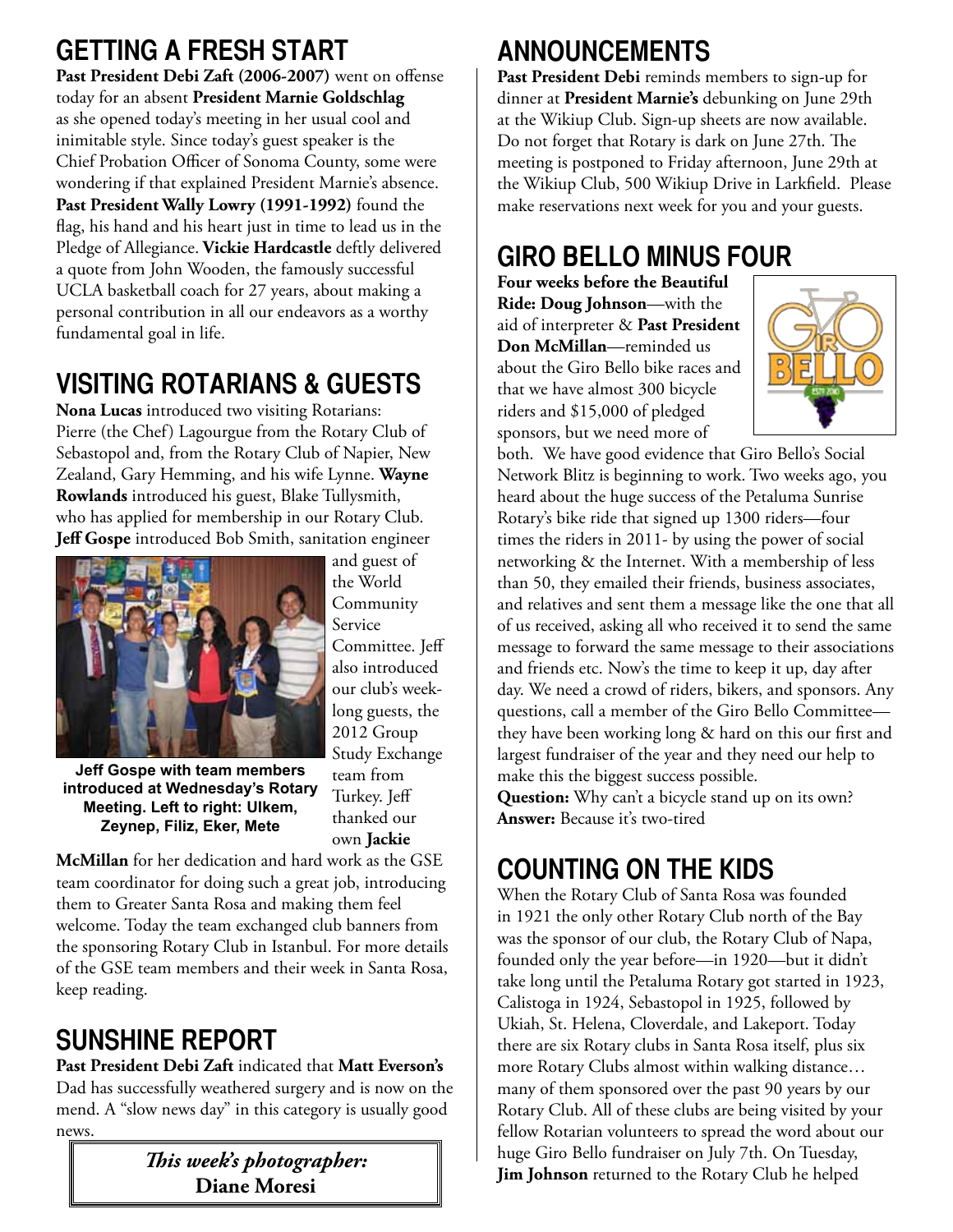## GETTING A FRESH START

**Past President Debi Zaft (2006-2007)** went on offense today for an absent **President Marnie Goldschlag** as she opened today's meeting in her usual cool and inimitable style. Since today's guest speaker is the Chief Probation Officer of Sonoma County, some were wondering if that explained President Marnie's absence. **Past President Wally Lowry (1991-1992)** found the flag, his hand and his heart just in time to lead us in the Pledge of Allegiance. **Vickie Hardcastle** deftly delivered a quote from John Wooden, the famously successful UCLA basketball coach for 27 years, about making a personal contribution in all our endeavors as a worthy fundamental goal in life.

## VISITING ROTARIANS & GUESTS

**Nona Lucas** introduced two visiting Rotarians: Pierre (the Chef) Lagourgue from the Rotary Club of Sebastopol and, from the Rotary Club of Napier, New Zealand, Gary Hemming, and his wife Lynne. **Wayne Rowlands** introduced his guest, Blake Tullysmith, who has applied for membership in our Rotary Club. **Jeff Gospe** introduced Bob Smith, sanitation engineer and guest of the World Community Service Committee. Jeff also introduced our club's week-long guests, the 2012 Group Study Exchange team from Turkey. Jeff thanked our own **Jackie McMillan** for her dedication and hard work as the GSE team coordinator for doing such a great job, introducing them to Greater Santa Rosa and making them feel welcome. Today the team exchanged club banners from the sponsoring Rotary Club in Istanbul. For more details of the GSE team members and their week in Santa Rosa, keep reading.

**Jeff Gospe with team members introduced at Wednesday's Rotary Meeting. Left to right: Ulkem, Zeynep, Filiz, Eker, Mete**

## SUNSHINE REPORT

**Past President Debi Zaft** indicated that **Matt Everson's** Dad has successfully weathered surgery and is now on the mend. A "slow news day" in this category is usually good news.

*This week's photographer:*
**Diane Moresi**

## ANNOUNCEMENTS

**Past President Debi** reminds members to sign-up for dinner at **President Marnie's** debunking on June 29th at the Wikiup Club. Sign-up sheets are now available. Do not forget that Rotary is dark on June 27th. The meeting is postponed to Friday afternoon, June 29th at the Wikiup Club, 500 Wikiup Drive in Larkfield. Please make reservations next week for you and your guests.

## GIRO BELLO MINUS FOUR

**Four weeks before the Beautiful Ride: Doug Johnson**—with the aid of interpreter & **Past President Don McMillan**—reminded us about the Giro Bello bike races and that we have almost 300 bicycle riders and $15,000 of pledged sponsors, but we need more of both. We have good evidence that Giro Bello's Social Network Blitz is beginning to work. Two weeks ago, you heard about the huge success of the Petaluma Sunrise Rotary's bike ride that signed up 1300 riders—four times the riders in 2011- by using the power of social networking & the Internet. With a membership of less than 50, they emailed their friends, business associates, and relatives and sent them a message like the one that all of us received, asking all who received it to send the same message to forward the same message to their associations and friends etc. Now's the time to keep it up, day after day. We need a crowd of riders, bikers, and sponsors. Any questions, call a member of the Giro Bello Committee—they have been working long & hard on this our first and largest fundraiser of the year and they need our help to make this the biggest success possible.

**Question:** Why can't a bicycle stand up on its own?
**Answer:** Because it's two-tired

## COUNTING ON THE KIDS

When the Rotary Club of Santa Rosa was founded in 1921 the only other Rotary Club north of the Bay was the sponsor of our club, the Rotary Club of Napa, founded only the year before—in 1920—but it didn't take long until the Petaluma Rotary got started in 1923, Calistoga in 1924, Sebastopol in 1925, followed by Ukiah, St. Helena, Cloverdale, and Lakeport. Today there are six Rotary clubs in Santa Rosa itself, plus six more Rotary Clubs almost within walking distance… many of them sponsored over the past 90 years by our Rotary Club. All of these clubs are being visited by your fellow Rotarian volunteers to spread the word about our huge Giro Bello fundraiser on July 7th. On Tuesday, **Jim Johnson** returned to the Rotary Club he helped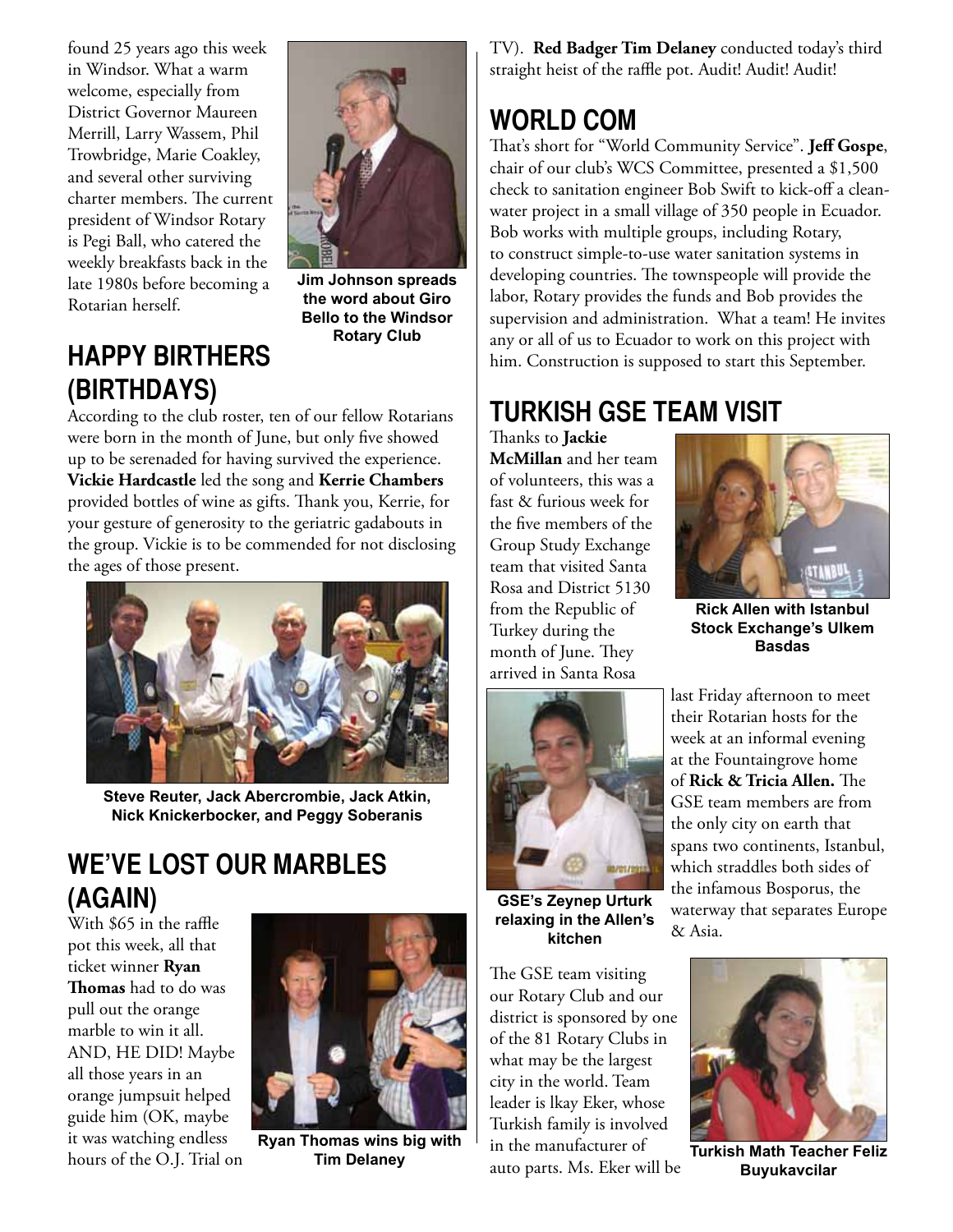found 25 years ago this week in Windsor. What a warm welcome, especially from District Governor Maureen Merrill, Larry Wassem, Phil Trowbridge, Marie Coakley, and several other surviving charter members. The current president of Windsor Rotary is Pegi Ball, who catered the weekly breakfasts back in the late 1980s before becoming a Rotarian herself.

**Jim Johnson spreads the word about Giro Bello to the Windsor Rotary Club**

## HAPPY BIRTHERS (BIRTHDAYS)

According to the club roster, ten of our fellow Rotarians were born in the month of June, but only five showed up to be serenaded for having survived the experience. **Vickie Hardcastle** led the song and **Kerrie Chambers** provided bottles of wine as gifts. Thank you, Kerrie, for your gesture of generosity to the geriatric gadabouts in the group. Vickie is to be commended for not disclosing the ages of those present.

**Steve Reuter, Jack Abercrombie, Jack Atkin, Nick Knickerbocker, and Peggy Soberanis**

## WE'VE LOST OUR MARBLES (AGAIN)

With $65 in the raffle pot this week, all that ticket winner **Ryan Thomas** had to do was pull out the orange marble to win it all. AND, HE DID! Maybe all those years in an orange jumpsuit helped guide him (OK, maybe it was watching endless hours of the O.J. Trial on TV). **Red Badger Tim Delaney** conducted today's third straight heist of the raffle pot. Audit! Audit! Audit!

**Ryan Thomas wins big with Tim Delaney**

## WORLD COM

That's short for "World Community Service". **Jeff Gospe**, chair of our club's WCS Committee, presented a $1,500 check to sanitation engineer Bob Swift to kick-off a clean-water project in a small village of 350 people in Ecuador. Bob works with multiple groups, including Rotary, to construct simple-to-use water sanitation systems in developing countries. The townspeople will provide the labor, Rotary provides the funds and Bob provides the supervision and administration. What a team! He invites any or all of us to Ecuador to work on this project with him. Construction is supposed to start this September.

## TURKISH GSE TEAM VISIT

Thanks to **Jackie McMillan** and her team of volunteers, this was a fast & furious week for the five members of the Group Study Exchange team that visited Santa Rosa and District 5130 from the Republic of Turkey during the month of June. They arrived in Santa Rosa last Friday afternoon to meet their Rotarian hosts for the week at an informal evening at the Fountaingrove home of **Rick & Tricia Allen.** The GSE team members are from the only city on earth that spans two continents, Istanbul, which straddles both sides of the infamous Bosporus, the waterway that separates Europe & Asia.

**Rick Allen with Istanbul Stock Exchange's Ulkem Basdas**

**GSE's Zeynep Urturk relaxing in the Allen's kitchen**

The GSE team visiting our Rotary Club and our district is sponsored by one of the 81 Rotary Clubs in what may be the largest city in the world. Team leader is lkay Eker, whose Turkish family is involved in the manufacturer of auto parts. Ms. Eker will be

**Turkish Math Teacher Feliz Buyukavcilar**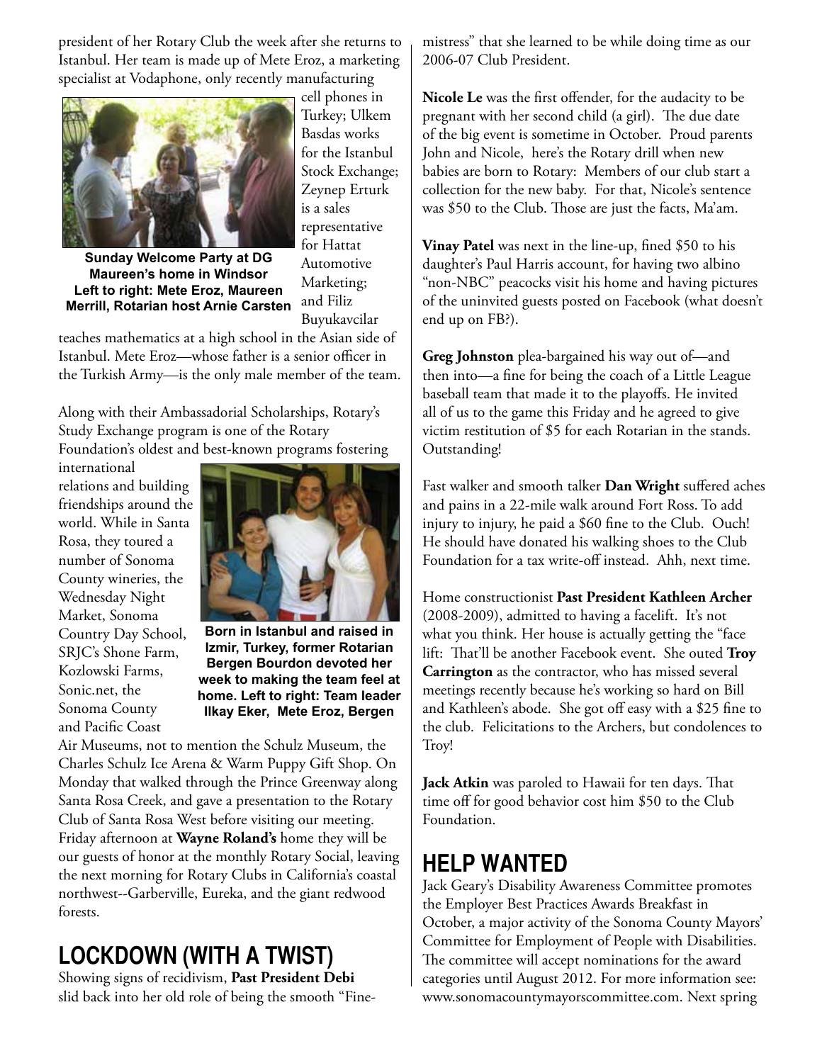president of her Rotary Club the week after she returns to Istanbul. Her team is made up of Mete Eroz, a marketing specialist at Vodaphone, only recently manufacturing cell phones in Turkey; Ulkem Basdas works for the Istanbul Stock Exchange; Zeynep Erturk is a sales representative for Hattat Automotive Marketing; and Filiz Buyukavcilar teaches mathematics at a high school in the Asian side of Istanbul. Mete Eroz—whose father is a senior officer in the Turkish Army—is the only male member of the team.

**Sunday Welcome Party at DG Maureen's home in Windsor Left to right: Mete Eroz, Maureen Merrill, Rotarian host Arnie Carsten**

Along with their Ambassadorial Scholarships, Rotary's Study Exchange program is one of the Rotary Foundation's oldest and best-known programs fostering international relations and building friendships around the world. While in Santa Rosa, they toured a number of Sonoma County wineries, the Wednesday Night Market, Sonoma Country Day School, SRJC's Shone Farm, Kozlowski Farms, Sonic.net, the Sonoma County and Pacific Coast Air Museums, not to mention the Schulz Museum, the Charles Schulz Ice Arena & Warm Puppy Gift Shop. On Monday that walked through the Prince Greenway along Santa Rosa Creek, and gave a presentation to the Rotary Club of Santa Rosa West before visiting our meeting. Friday afternoon at **Wayne Roland's** home they will be our guests of honor at the monthly Rotary Social, leaving the next morning for Rotary Clubs in California's coastal northwest--Garberville, Eureka, and the giant redwood forests.

**Born in Istanbul and raised in Izmir, Turkey, former Rotarian Bergen Bourdon devoted her week to making the team feel at home. Left to right: Team leader Ilkay Eker, Mete Eroz, Bergen**

## LOCKDOWN (WITH A TWIST)

Showing signs of recidivism, **Past President Debi** slid back into her old role of being the smooth "Fine-mistress" that she learned to be while doing time as our 2006-07 Club President.

**Nicole Le** was the first offender, for the audacity to be pregnant with her second child (a girl). The due date of the big event is sometime in October. Proud parents John and Nicole, here's the Rotary drill when new babies are born to Rotary: Members of our club start a collection for the new baby. For that, Nicole's sentence was $50 to the Club. Those are just the facts, Ma'am.

**Vinay Patel** was next in the line-up, fined $50 to his daughter's Paul Harris account, for having two albino "non-NBC" peacocks visit his home and having pictures of the uninvited guests posted on Facebook (what doesn't end up on FB?).

**Greg Johnston** plea-bargained his way out of—and then into—a fine for being the coach of a Little League baseball team that made it to the playoffs. He invited all of us to the game this Friday and he agreed to give victim restitution of $5 for each Rotarian in the stands. Outstanding!

Fast walker and smooth talker **Dan Wright** suffered aches and pains in a 22-mile walk around Fort Ross. To add injury to injury, he paid a $60 fine to the Club. Ouch! He should have donated his walking shoes to the Club Foundation for a tax write-off instead. Ahh, next time.

Home constructionist **Past President Kathleen Archer** (2008-2009), admitted to having a facelift. It's not what you think. Her house is actually getting the "face lift: That'll be another Facebook event. She outed **Troy Carrington** as the contractor, who has missed several meetings recently because he's working so hard on Bill and Kathleen's abode. She got off easy with a $25 fine to the club. Felicitations to the Archers, but condolences to Troy!

**Jack Atkin** was paroled to Hawaii for ten days. That time off for good behavior cost him $50 to the Club Foundation.

## HELP WANTED

Jack Geary's Disability Awareness Committee promotes the Employer Best Practices Awards Breakfast in October, a major activity of the Sonoma County Mayors' Committee for Employment of People with Disabilities. The committee will accept nominations for the award categories until August 2012. For more information see: www.sonomacountymayorscommittee.com. Next spring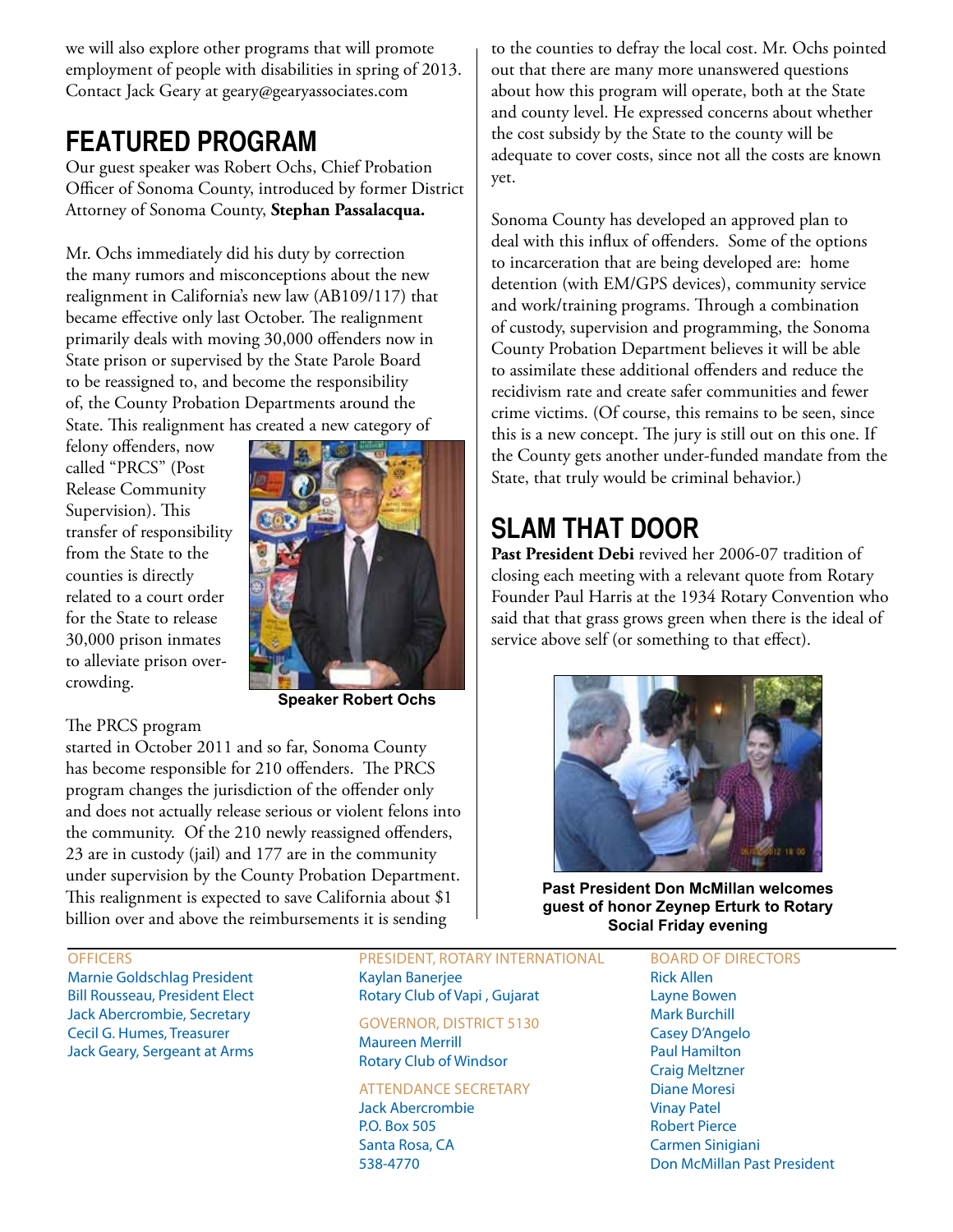we will also explore other programs that will promote employment of people with disabilities in spring of 2013. Contact Jack Geary at geary@gearyassociates.com

## FEATURED PROGRAM

Our guest speaker was Robert Ochs, Chief Probation Officer of Sonoma County, introduced by former District Attorney of Sonoma County, **Stephan Passalacqua.**

Mr. Ochs immediately did his duty by correction the many rumors and misconceptions about the new realignment in California's new law (AB109/117) that became effective only last October. The realignment primarily deals with moving 30,000 offenders now in State prison or supervised by the State Parole Board to be reassigned to, and become the responsibility of, the County Probation Departments around the State. This realignment has created a new category of felony offenders, now called "PRCS" (Post Release Community Supervision). This transfer of responsibility from the State to the counties is directly related to a court order for the State to release 30,000 prison inmates to alleviate prison overcrowding.

**Speaker Robert Ochs**

The PRCS program started in October 2011 and so far, Sonoma County has become responsible for 210 offenders. The PRCS program changes the jurisdiction of the offender only and does not actually release serious or violent felons into the community. Of the 210 newly reassigned offenders, 23 are in custody (jail) and 177 are in the community under supervision by the County Probation Department. This realignment is expected to save California about $1 billion over and above the reimbursements it is sending to the counties to defray the local cost. Mr. Ochs pointed out that there are many more unanswered questions about how this program will operate, both at the State and county level. He expressed concerns about whether the cost subsidy by the State to the county will be adequate to cover costs, since not all the costs are known yet.

Sonoma County has developed an approved plan to deal with this influx of offenders. Some of the options to incarceration that are being developed are: home detention (with EM/GPS devices), community service and work/training programs. Through a combination of custody, supervision and programming, the Sonoma County Probation Department believes it will be able to assimilate these additional offenders and reduce the recidivism rate and create safer communities and fewer crime victims. (Of course, this remains to be seen, since this is a new concept. The jury is still out on this one. If the County gets another under-funded mandate from the State, that truly would be criminal behavior.)

## SLAM THAT DOOR

**Past President Debi** revived her 2006-07 tradition of closing each meeting with a relevant quote from Rotary Founder Paul Harris at the 1934 Rotary Convention who said that that grass grows green when there is the ideal of service above self (or something to that effect).

**Past President Don McMillan welcomes guest of honor Zeynep Erturk to Rotary Social Friday evening**

OFFICERS
Marnie Goldschlag President
Bill Rousseau, President Elect
Jack Abercrombie, Secretary
Cecil G. Humes, Treasurer
Jack Geary, Sergeant at Arms

PRESIDENT, ROTARY INTERNATIONAL
Kaylan Banerjee
Rotary Club of Vapi , Gujarat

GOVERNOR, DISTRICT 5130
Maureen Merrill
Rotary Club of Windsor

ATTENDANCE SECRETARY
Jack Abercrombie
P.O. Box 505
Santa Rosa, CA
538-4770

BOARD OF DIRECTORS
Rick Allen
Layne Bowen
Mark Burchill
Casey D'Angelo
Paul Hamilton
Craig Meltzner
Diane Moresi
Vinay Patel
Robert Pierce
Carmen Sinigiani
Don McMillan Past President